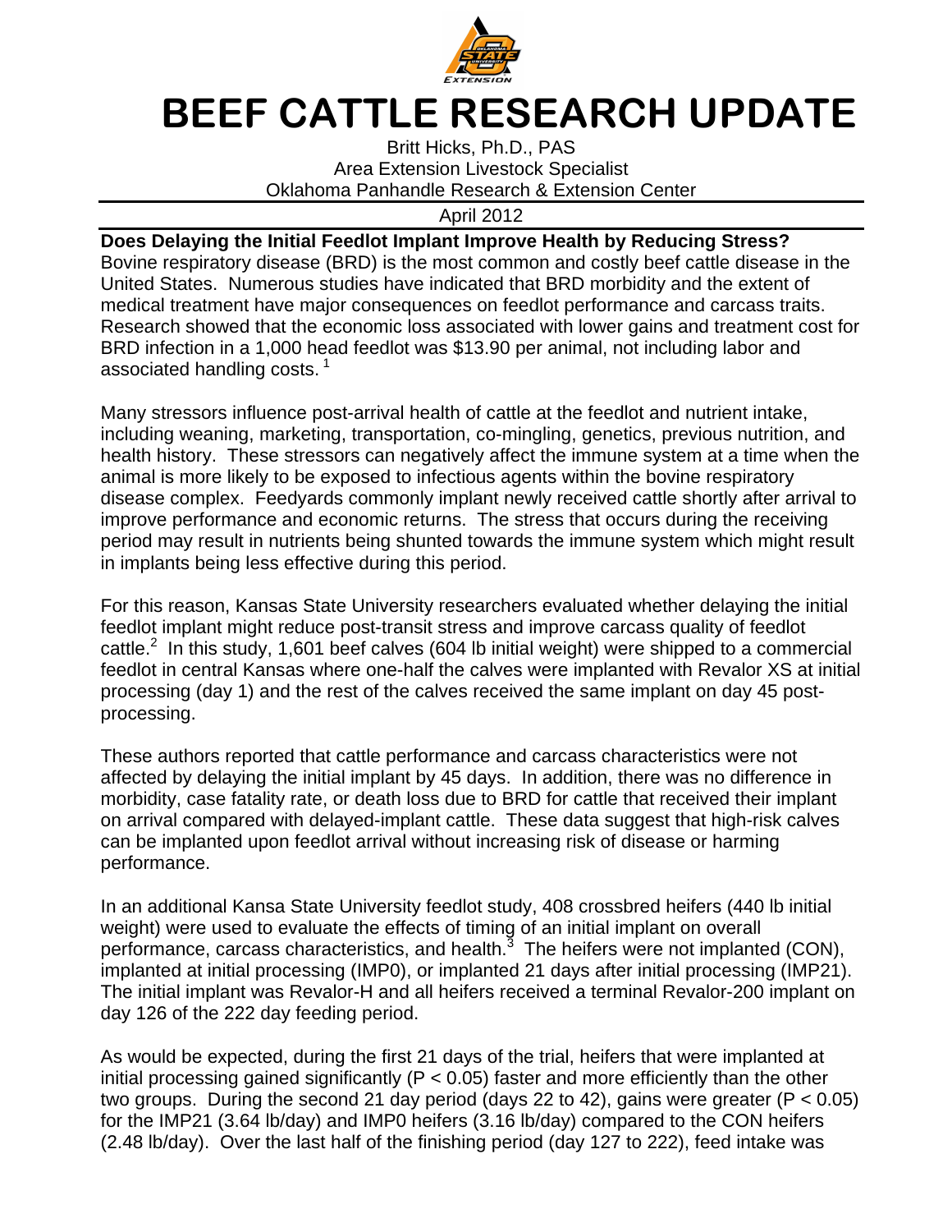# BEEF CATTLE RESEARCH UPDATE

Britt Hicks, Ph.D., PAS
Area Extension Livestock Specialist
Oklahoma Panhandle Research & Extension Center

April 2012

**Does Delaying the Initial Feedlot Implant Improve Health by Reducing Stress?**

Bovine respiratory disease (BRD) is the most common and costly beef cattle disease in the United States. Numerous studies have indicated that BRD morbidity and the extent of medical treatment have major consequences on feedlot performance and carcass traits. Research showed that the economic loss associated with lower gains and treatment cost for BRD infection in a 1,000 head feedlot was $13.90 per animal, not including labor and associated handling costs. [1]

Many stressors influence post-arrival health of cattle at the feedlot and nutrient intake, including weaning, marketing, transportation, co-mingling, genetics, previous nutrition, and health history. These stressors can negatively affect the immune system at a time when the animal is more likely to be exposed to infectious agents within the bovine respiratory disease complex. Feedyards commonly implant newly received cattle shortly after arrival to improve performance and economic returns. The stress that occurs during the receiving period may result in nutrients being shunted towards the immune system which might result in implants being less effective during this period.

For this reason, Kansas State University researchers evaluated whether delaying the initial feedlot implant might reduce post-transit stress and improve carcass quality of feedlot cattle.[2] In this study, 1,601 beef calves (604 lb initial weight) were shipped to a commercial feedlot in central Kansas where one-half the calves were implanted with Revalor XS at initial processing (day 1) and the rest of the calves received the same implant on day 45 post-processing.

These authors reported that cattle performance and carcass characteristics were not affected by delaying the initial implant by 45 days. In addition, there was no difference in morbidity, case fatality rate, or death loss due to BRD for cattle that received their implant on arrival compared with delayed-implant cattle. These data suggest that high-risk calves can be implanted upon feedlot arrival without increasing risk of disease or harming performance.

In an additional Kansa State University feedlot study, 408 crossbred heifers (440 lb initial weight) were used to evaluate the effects of timing of an initial implant on overall performance, carcass characteristics, and health.[3] The heifers were not implanted (CON), implanted at initial processing (IMP0), or implanted 21 days after initial processing (IMP21). The initial implant was Revalor-H and all heifers received a terminal Revalor-200 implant on day 126 of the 222 day feeding period.

As would be expected, during the first 21 days of the trial, heifers that were implanted at initial processing gained significantly ($P < 0.05$) faster and more efficiently than the other two groups. During the second 21 day period (days 22 to 42), gains were greater ($P < 0.05$) for the IMP21 (3.64 lb/day) and IMP0 heifers (3.16 lb/day) compared to the CON heifers (2.48 lb/day). Over the last half of the finishing period (day 127 to 222), feed intake was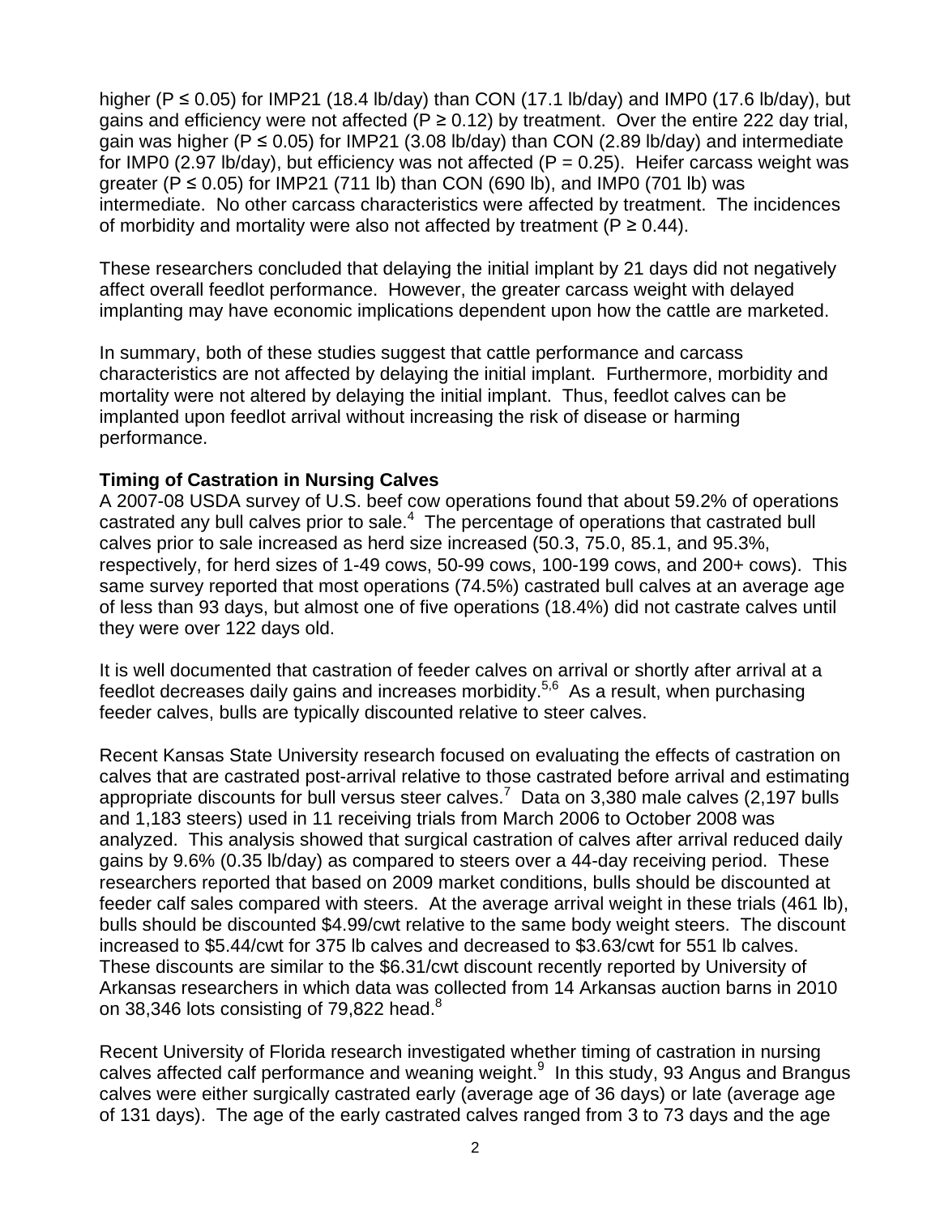higher ($P \leq 0.05$) for IMP21 (18.4 lb/day) than CON (17.1 lb/day) and IMP0 (17.6 lb/day), but gains and efficiency were not affected ($P \geq 0.12$) by treatment. Over the entire 222 day trial, gain was higher ($P \leq 0.05$) for IMP21 (3.08 lb/day) than CON (2.89 lb/day) and intermediate for IMP0 (2.97 lb/day), but efficiency was not affected ($P = 0.25$). Heifer carcass weight was greater ($P \leq 0.05$) for IMP21 (711 lb) than CON (690 lb), and IMP0 (701 lb) was intermediate. No other carcass characteristics were affected by treatment. The incidences of morbidity and mortality were also not affected by treatment ($P \geq 0.44$).

These researchers concluded that delaying the initial implant by 21 days did not negatively affect overall feedlot performance. However, the greater carcass weight with delayed implanting may have economic implications dependent upon how the cattle are marketed.

In summary, both of these studies suggest that cattle performance and carcass characteristics are not affected by delaying the initial implant. Furthermore, morbidity and mortality were not altered by delaying the initial implant. Thus, feedlot calves can be implanted upon feedlot arrival without increasing the risk of disease or harming performance.

**Timing of Castration in Nursing Calves**

A 2007-08 USDA survey of U.S. beef cow operations found that about 59.2% of operations castrated any bull calves prior to sale.[4] The percentage of operations that castrated bull calves prior to sale increased as herd size increased (50.3, 75.0, 85.1, and 95.3%, respectively, for herd sizes of 1-49 cows, 50-99 cows, 100-199 cows, and 200+ cows). This same survey reported that most operations (74.5%) castrated bull calves at an average age of less than 93 days, but almost one of five operations (18.4%) did not castrate calves until they were over 122 days old.

It is well documented that castration of feeder calves on arrival or shortly after arrival at a feedlot decreases daily gains and increases morbidity.[5,6] As a result, when purchasing feeder calves, bulls are typically discounted relative to steer calves.

Recent Kansas State University research focused on evaluating the effects of castration on calves that are castrated post-arrival relative to those castrated before arrival and estimating appropriate discounts for bull versus steer calves.[7] Data on 3,380 male calves (2,197 bulls and 1,183 steers) used in 11 receiving trials from March 2006 to October 2008 was analyzed. This analysis showed that surgical castration of calves after arrival reduced daily gains by 9.6% (0.35 lb/day) as compared to steers over a 44-day receiving period. These researchers reported that based on 2009 market conditions, bulls should be discounted at feeder calf sales compared with steers. At the average arrival weight in these trials (461 lb), bulls should be discounted $4.99/cwt relative to the same body weight steers. The discount increased to $5.44/cwt for 375 lb calves and decreased to $3.63/cwt for 551 lb calves. These discounts are similar to the $6.31/cwt discount recently reported by University of Arkansas researchers in which data was collected from 14 Arkansas auction barns in 2010 on 38,346 lots consisting of 79,822 head.[8]

Recent University of Florida research investigated whether timing of castration in nursing calves affected calf performance and weaning weight.[9] In this study, 93 Angus and Brangus calves were either surgically castrated early (average age of 36 days) or late (average age of 131 days). The age of the early castrated calves ranged from 3 to 73 days and the age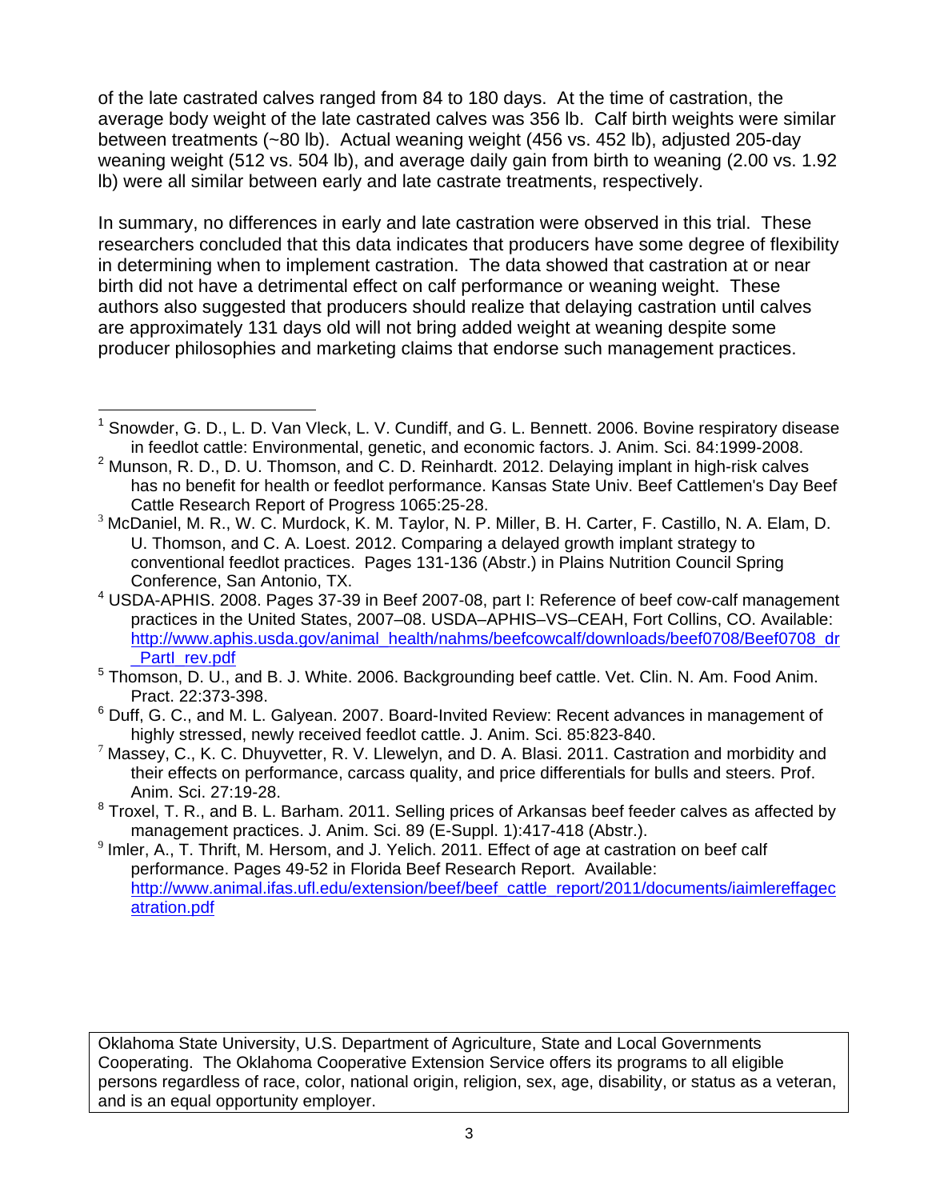of the late castrated calves ranged from 84 to 180 days. At the time of castration, the average body weight of the late castrated calves was 356 lb. Calf birth weights were similar between treatments (~80 lb). Actual weaning weight (456 vs. 452 lb), adjusted 205-day weaning weight (512 vs. 504 lb), and average daily gain from birth to weaning (2.00 vs. 1.92 lb) were all similar between early and late castrate treatments, respectively.

In summary, no differences in early and late castration were observed in this trial. These researchers concluded that this data indicates that producers have some degree of flexibility in determining when to implement castration. The data showed that castration at or near birth did not have a detrimental effect on calf performance or weaning weight. These authors also suggested that producers should realize that delaying castration until calves are approximately 131 days old will not bring added weight at weaning despite some producer philosophies and marketing claims that endorse such management practices.

---

[1] Snowder, G. D., L. D. Van Vleck, L. V. Cundiff, and G. L. Bennett. 2006. Bovine respiratory disease in feedlot cattle: Environmental, genetic, and economic factors. J. Anim. Sci. 84:1999-2008.

[2] Munson, R. D., D. U. Thomson, and C. D. Reinhardt. 2012. Delaying implant in high-risk calves has no benefit for health or feedlot performance. Kansas State Univ. Beef Cattlemen's Day Beef Cattle Research Report of Progress 1065:25-28.

[3] McDaniel, M. R., W. C. Murdock, K. M. Taylor, N. P. Miller, B. H. Carter, F. Castillo, N. A. Elam, D. U. Thomson, and C. A. Loest. 2012. Comparing a delayed growth implant strategy to conventional feedlot practices. Pages 131-136 (Abstr.) in Plains Nutrition Council Spring Conference, San Antonio, TX.

[4] USDA-APHIS. 2008. Pages 37-39 in Beef 2007-08, part I: Reference of beef cow-calf management practices in the United States, 2007–08. USDA–APHIS–VS–CEAH, Fort Collins, CO. Available: http://www.aphis.usda.gov/animal_health/nahms/beefcowcalf/downloads/beef0708/Beef0708_dr_PartI_rev.pdf

[5] Thomson, D. U., and B. J. White. 2006. Backgrounding beef cattle. Vet. Clin. N. Am. Food Anim. Pract. 22:373-398.

[6] Duff, G. C., and M. L. Galyean. 2007. Board-Invited Review: Recent advances in management of highly stressed, newly received feedlot cattle. J. Anim. Sci. 85:823-840.

[7] Massey, C., K. C. Dhuyvetter, R. V. Llewelyn, and D. A. Blasi. 2011. Castration and morbidity and their effects on performance, carcass quality, and price differentials for bulls and steers. Prof. Anim. Sci. 27:19-28.

[8] Troxel, T. R., and B. L. Barham. 2011. Selling prices of Arkansas beef feeder calves as affected by management practices. J. Anim. Sci. 89 (E-Suppl. 1):417-418 (Abstr.).

[9] Imler, A., T. Thrift, M. Hersom, and J. Yelich. 2011. Effect of age at castration on beef calf performance. Pages 49-52 in Florida Beef Research Report. Available: http://www.animal.ifas.ufl.edu/extension/beef/beef_cattle_report/2011/documents/iaimlereffagecatration.pdf

Oklahoma State University, U.S. Department of Agriculture, State and Local Governments Cooperating. The Oklahoma Cooperative Extension Service offers its programs to all eligible persons regardless of race, color, national origin, religion, sex, age, disability, or status as a veteran, and is an equal opportunity employer.